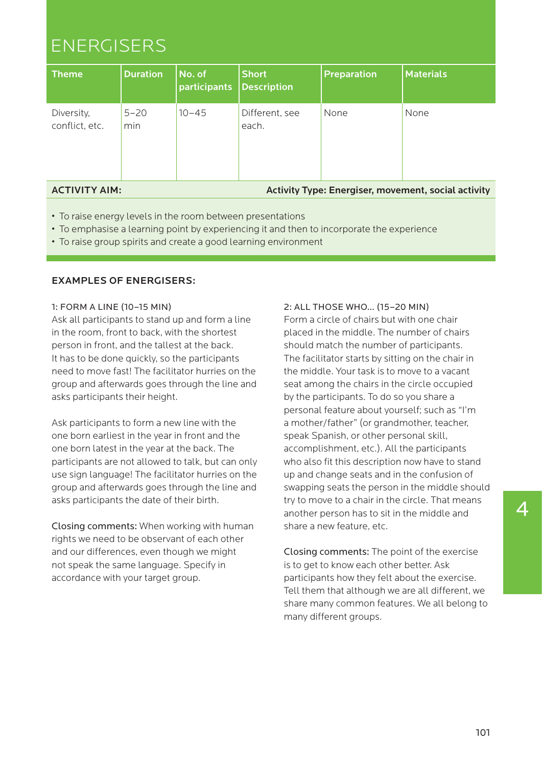# ENERGISERS

| Theme | Duration | No. of participants | Short Description | Preparation | Materials |
|---|---|---|---|---|---|
| Diversity, conflict, etc. | 5–20 min | 10–45 | Different, see each. | None | None |

**ACTIVITY AIM:** **Activity Type: Energiser, movement, social activity**

- To raise energy levels in the room between presentations
- To emphasise a learning point by experiencing it and then to incorporate the experience
- To raise group spirits and create a good learning environment

## EXAMPLES OF ENERGISERS:

### 1: FORM A LINE (10–15 MIN)

Ask all participants to stand up and form a line in the room, front to back, with the shortest person in front, and the tallest at the back. It has to be done quickly, so the participants need to move fast! The facilitator hurries on the group and afterwards goes through the line and asks participants their height.

Ask participants to form a new line with the one born earliest in the year in front and the one born latest in the year at the back. The participants are not allowed to talk, but can only use sign language! The facilitator hurries on the group and afterwards goes through the line and asks participants the date of their birth.

Closing comments: When working with human rights we need to be observant of each other and our differences, even though we might not speak the same language. Specify in accordance with your target group.

### 2: ALL THOSE WHO... (15–20 MIN)

Form a circle of chairs but with one chair placed in the middle. The number of chairs should match the number of participants. The facilitator starts by sitting on the chair in the middle. Your task is to move to a vacant seat among the chairs in the circle occupied by the participants. To do so you share a personal feature about yourself; such as "I'm a mother/father" (or grandmother, teacher, speak Spanish, or other personal skill, accomplishment, etc.). All the participants who also fit this description now have to stand up and change seats and in the confusion of swapping seats the person in the middle should try to move to a chair in the circle. That means another person has to sit in the middle and share a new feature, etc.

Closing comments: The point of the exercise is to get to know each other better. Ask participants how they felt about the exercise. Tell them that although we are all different, we share many common features. We all belong to many different groups.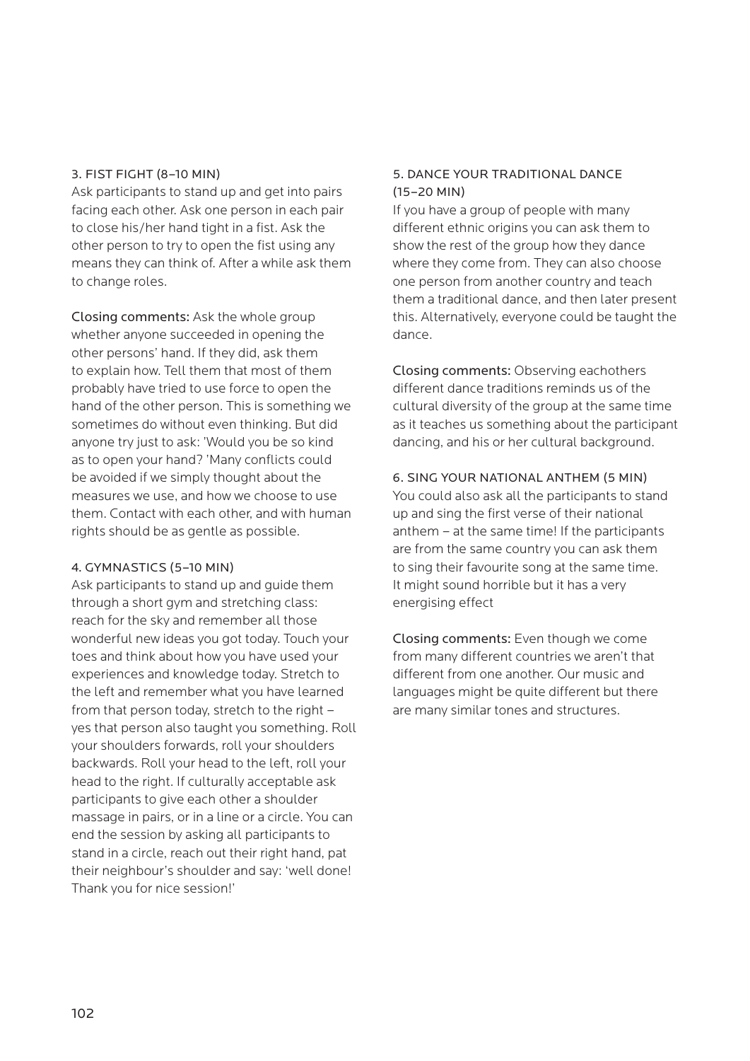### 3. FIST FIGHT (8–10 MIN)

Ask participants to stand up and get into pairs facing each other. Ask one person in each pair to close his/her hand tight in a fist. Ask the other person to try to open the fist using any means they can think of. After a while ask them to change roles.

**Closing comments:** Ask the whole group whether anyone succeeded in opening the other persons' hand. If they did, ask them to explain how. Tell them that most of them probably have tried to use force to open the hand of the other person. This is something we sometimes do without even thinking. But did anyone try just to ask: 'Would you be so kind as to open your hand? 'Many conflicts could be avoided if we simply thought about the measures we use, and how we choose to use them. Contact with each other, and with human rights should be as gentle as possible.

### 4. GYMNASTICS (5–10 MIN)

Ask participants to stand up and guide them through a short gym and stretching class: reach for the sky and remember all those wonderful new ideas you got today. Touch your toes and think about how you have used your experiences and knowledge today. Stretch to the left and remember what you have learned from that person today, stretch to the right – yes that person also taught you something. Roll your shoulders forwards, roll your shoulders backwards. Roll your head to the left, roll your head to the right. If culturally acceptable ask participants to give each other a shoulder massage in pairs, or in a line or a circle. You can end the session by asking all participants to stand in a circle, reach out their right hand, pat their neighbour's shoulder and say: 'well done! Thank you for nice session!'

### 5. DANCE YOUR TRADITIONAL DANCE (15–20 MIN)

If you have a group of people with many different ethnic origins you can ask them to show the rest of the group how they dance where they come from. They can also choose one person from another country and teach them a traditional dance, and then later present this. Alternatively, everyone could be taught the dance.

**Closing comments:** Observing eachothers different dance traditions reminds us of the cultural diversity of the group at the same time as it teaches us something about the participant dancing, and his or her cultural background.

### 6. SING YOUR NATIONAL ANTHEM (5 MIN)

You could also ask all the participants to stand up and sing the first verse of their national anthem – at the same time! If the participants are from the same country you can ask them to sing their favourite song at the same time. It might sound horrible but it has a very energising effect

**Closing comments:** Even though we come from many different countries we aren't that different from one another. Our music and languages might be quite different but there are many similar tones and structures.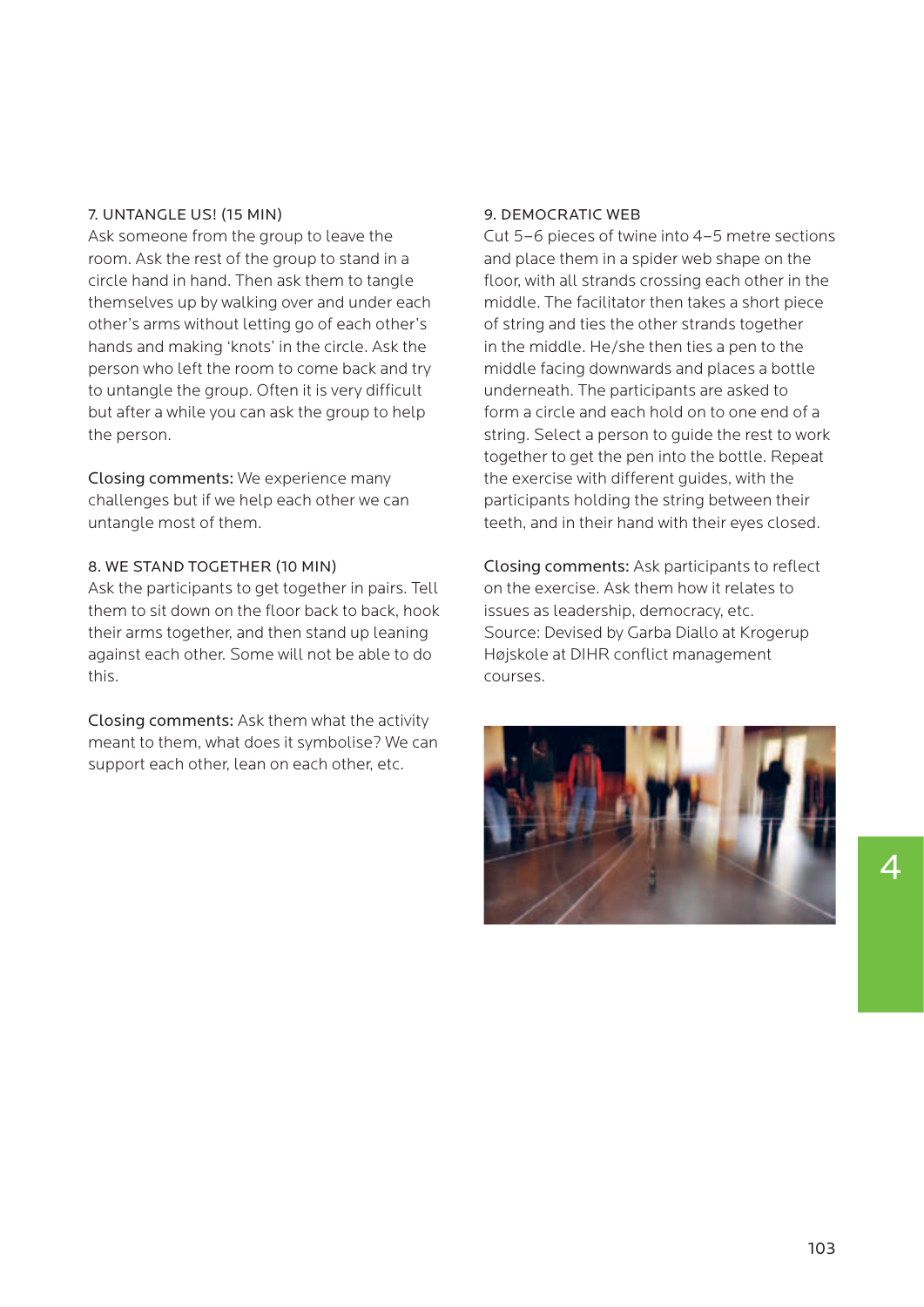### 7. UNTANGLE US! (15 MIN)

Ask someone from the group to leave the room. Ask the rest of the group to stand in a circle hand in hand. Then ask them to tangle themselves up by walking over and under each other's arms without letting go of each other's hands and making 'knots' in the circle. Ask the person who left the room to come back and try to untangle the group. Often it is very difficult but after a while you can ask the group to help the person.

Closing comments: We experience many challenges but if we help each other we can untangle most of them.

### 8. WE STAND TOGETHER (10 MIN)

Ask the participants to get together in pairs. Tell them to sit down on the floor back to back, hook their arms together, and then stand up leaning against each other. Some will not be able to do this.

Closing comments: Ask them what the activity meant to them, what does it symbolise? We can support each other, lean on each other, etc.

### 9. DEMOCRATIC WEB

Cut 5–6 pieces of twine into 4–5 metre sections and place them in a spider web shape on the floor, with all strands crossing each other in the middle. The facilitator then takes a short piece of string and ties the other strands together in the middle. He/she then ties a pen to the middle facing downwards and places a bottle underneath. The participants are asked to form a circle and each hold on to one end of a string. Select a person to guide the rest to work together to get the pen into the bottle. Repeat the exercise with different guides, with the participants holding the string between their teeth, and in their hand with their eyes closed.

Closing comments: Ask participants to reflect on the exercise. Ask them how it relates to issues as leadership, democracy, etc.
Source: Devised by Garba Diallo at Krogerup Højskole at DIHR conflict management courses.